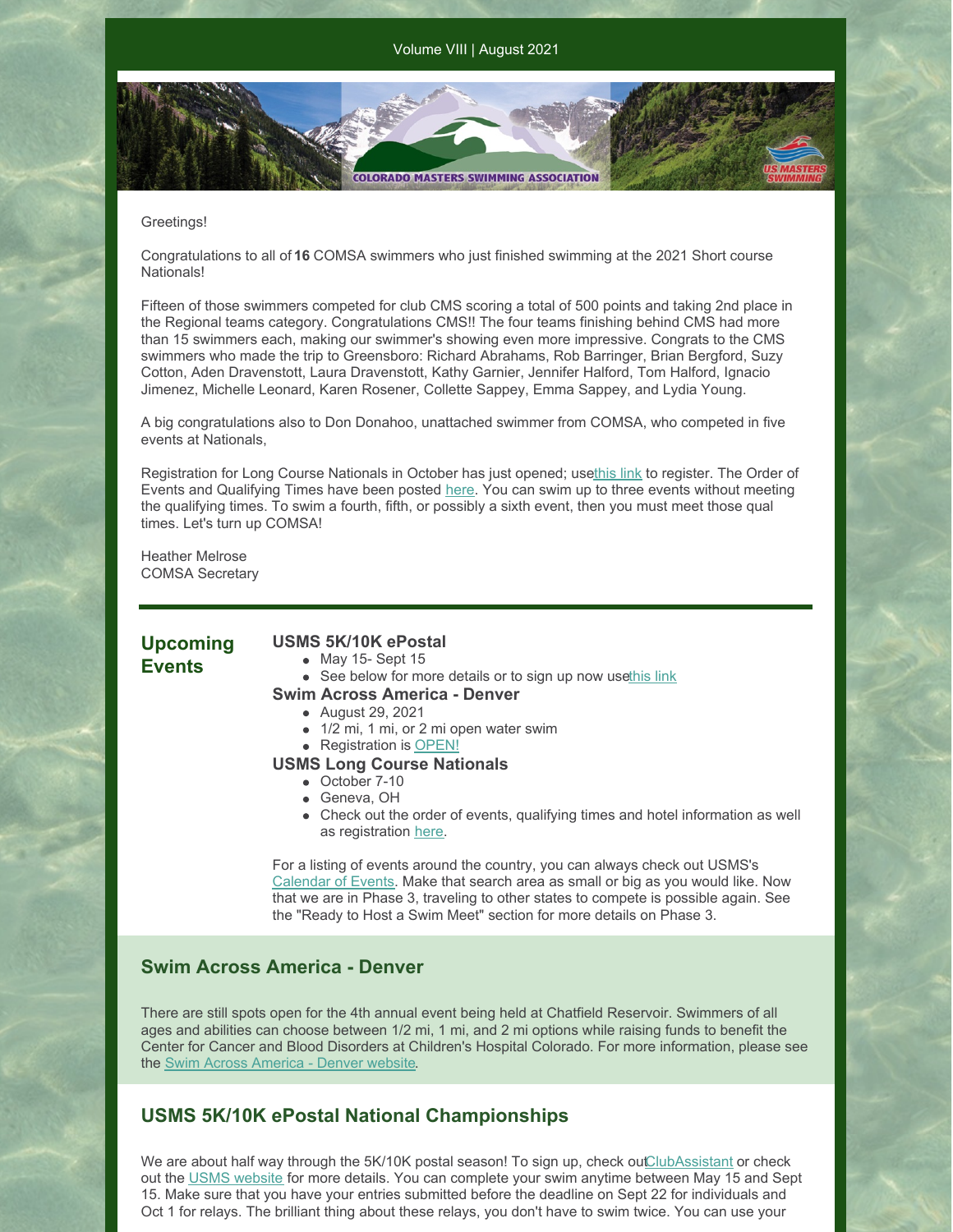Volume VIII | August 2021

Greetings!

Congratulations to all of **16** COMSA swimmers who just finished swimming at the 2021 Short course Nationals!

Fifteen of those swimmers competed for club CMS scoring a total of 500 points and taking 2nd place in the Regional teams category. Congratulations CMS!! The four teams finishing behind CMS had more than 15 swimmers each, making our swimmer's showing even more impressive. Congrats to the CMS swimmers who made the trip to Greensboro: Richard Abrahams, Rob Barringer, Brian Bergford, Suzy Cotton, Aden Dravenstott, Laura Dravenstott, Kathy Garnier, Jennifer Halford, Tom Halford, Ignacio Jimenez, Michelle Leonard, Karen Rosener, Collette Sappey, Emma Sappey, and Lydia Young.

A big congratulations also to Don Donahoo, unattached swimmer from COMSA, who competed in five events at Nationals,

Registration for Long Course Nationals in October has just opened; usethis link to register. The Order of Events and Qualifying Times have been posted here. You can swim up to three events without meeting the qualifying times. To swim a fourth, fifth, or possibly a sixth event, then you must meet those qual times. Let's turn up COMSA!

Heather Melrose
COMSA Secretary

## Upcoming Events

### USMS 5K/10K ePostal
- May 15- Sept 15
- See below for more details or to sign up now usethis link

### Swim Across America - Denver
- August 29, 2021
- 1/2 mi, 1 mi, or 2 mi open water swim
- Registration is OPEN!

### USMS Long Course Nationals
- October 7-10
- Geneva, OH
- Check out the order of events, qualifying times and hotel information as well as registration here.

For a listing of events around the country, you can always check out USMS's Calendar of Events. Make that search area as small or big as you would like. Now that we are in Phase 3, traveling to other states to compete is possible again. See the "Ready to Host a Swim Meet" section for more details on Phase 3.

## Swim Across America - Denver

There are still spots open for the 4th annual event being held at Chatfield Reservoir. Swimmers of all ages and abilities can choose between 1/2 mi, 1 mi, and 2 mi options while raising funds to benefit the Center for Cancer and Blood Disorders at Children's Hospital Colorado. For more information, please see the Swim Across America - Denver website.

## USMS 5K/10K ePostal National Championships

We are about half way through the 5K/10K postal season! To sign up, check outClubAssistant or check out the USMS website for more details. You can complete your swim anytime between May 15 and Sept 15. Make sure that you have your entries submitted before the deadline on Sept 22 for individuals and Oct 1 for relays. The brilliant thing about these relays, you don't have to swim twice. You can use your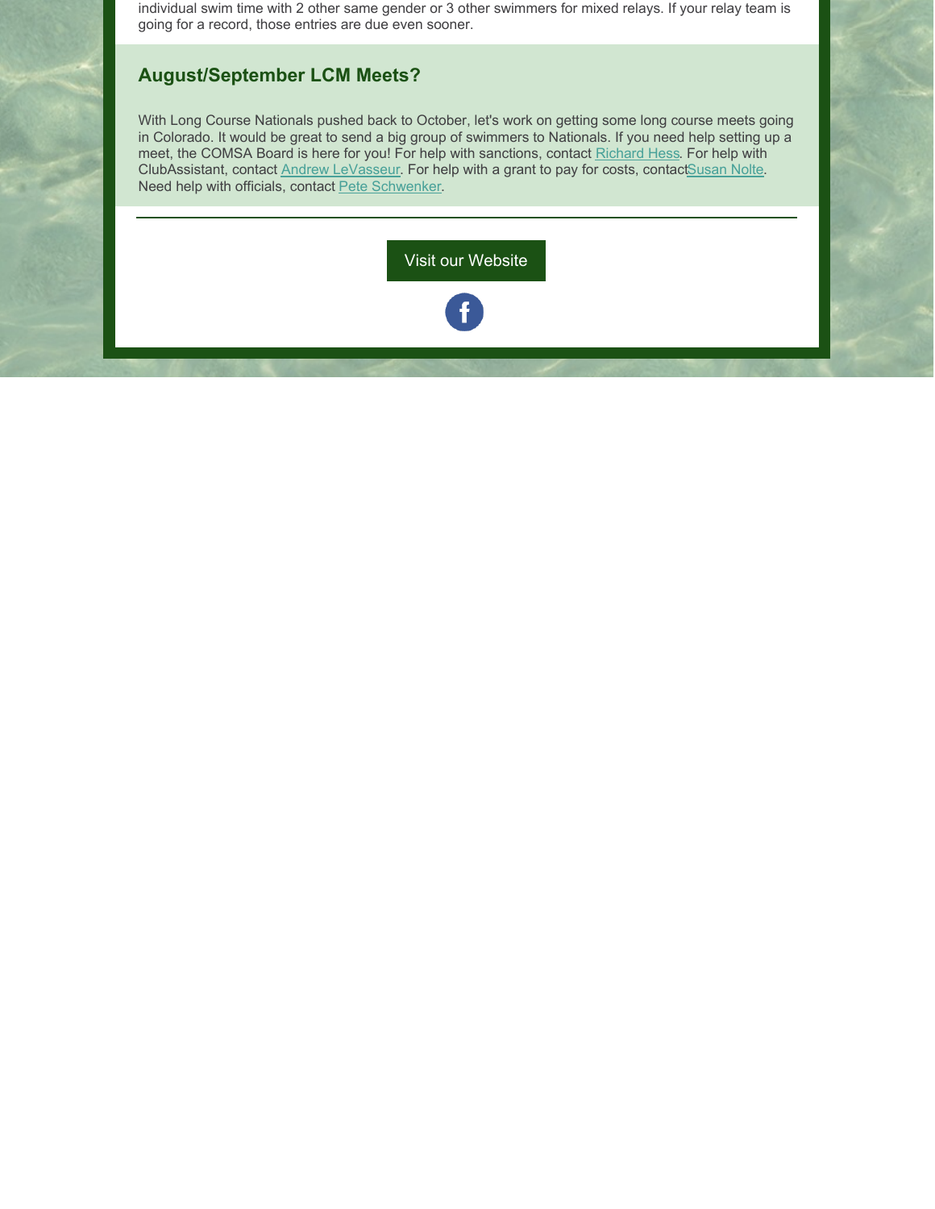individual swim time with 2 other same gender or 3 other swimmers for mixed relays. If your relay team is going for a record, those entries are due even sooner.

## August/September LCM Meets?

With Long Course Nationals pushed back to October, let's work on getting some long course meets going in Colorado. It would be great to send a big group of swimmers to Nationals. If you need help setting up a meet, the COMSA Board is here for you! For help with sanctions, contact Richard Hess. For help with ClubAssistant, contact Andrew LeVasseur. For help with a grant to pay for costs, contactSusan Nolte. Need help with officials, contact Pete Schwenker.

---

Visit our Website